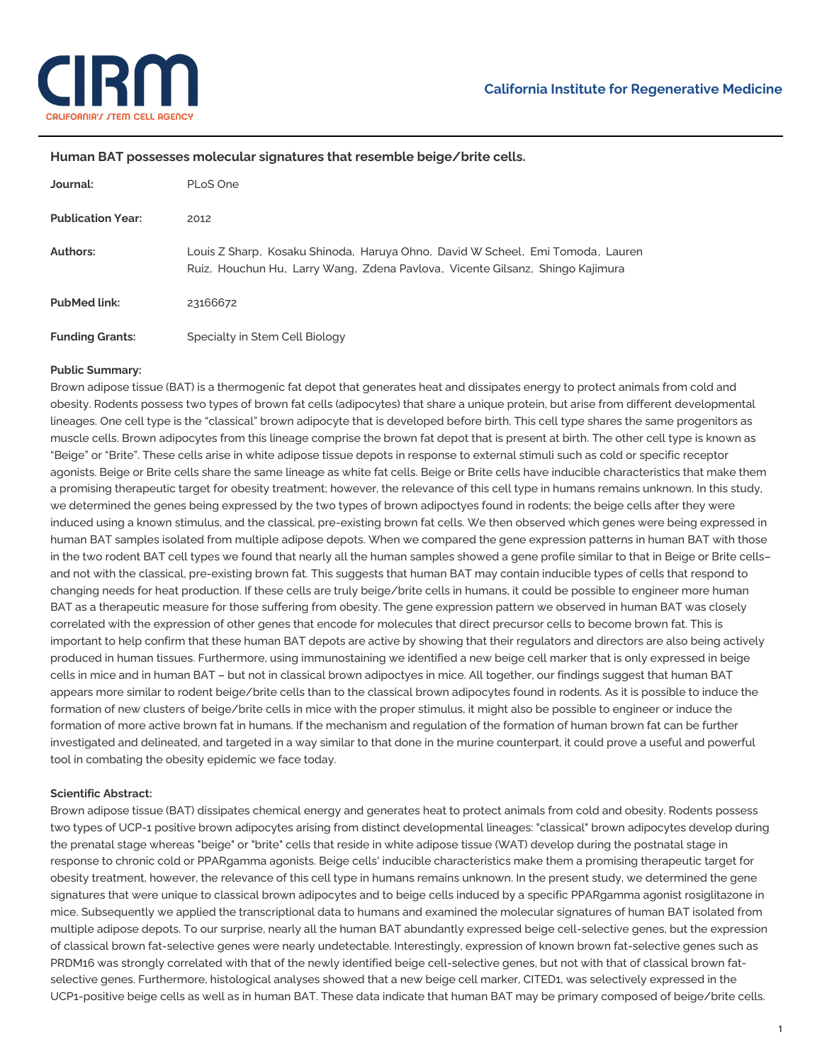CIRM
CALIFORNIA'S STEM CELL AGENCY

**California Institute for Regenerative Medicine**

## Human BAT possesses molecular signatures that resemble beige/brite cells.

| | |
|---|---|
| **Journal:** | PLoS One |
| **Publication Year:** | 2012 |
| **Authors:** | Louis Z Sharp, Kosaku Shinoda, Haruya Ohno, David W Scheel, Emi Tomoda, Lauren Ruiz, Houchun Hu, Larry Wang, Zdena Pavlova, Vicente Gilsanz, Shingo Kajimura |
| **PubMed link:** | 23166672 |
| **Funding Grants:** | Specialty in Stem Cell Biology |

**Public Summary:**

Brown adipose tissue (BAT) is a thermogenic fat depot that generates heat and dissipates energy to protect animals from cold and obesity. Rodents possess two types of brown fat cells (adipocytes) that share a unique protein, but arise from different developmental lineages. One cell type is the "classical" brown adipocyte that is developed before birth. This cell type shares the same progenitors as muscle cells. Brown adipocytes from this lineage comprise the brown fat depot that is present at birth. The other cell type is known as "Beige" or "Brite". These cells arise in white adipose tissue depots in response to external stimuli such as cold or specific receptor agonists. Beige or Brite cells share the same lineage as white fat cells. Beige or Brite cells have inducible characteristics that make them a promising therapeutic target for obesity treatment; however, the relevance of this cell type in humans remains unknown. In this study, we determined the genes being expressed by the two types of brown adipoctyes found in rodents; the beige cells after they were induced using a known stimulus, and the classical, pre-existing brown fat cells. We then observed which genes were being expressed in human BAT samples isolated from multiple adipose depots. When we compared the gene expression patterns in human BAT with those in the two rodent BAT cell types we found that nearly all the human samples showed a gene profile similar to that in Beige or Brite cells–and not with the classical, pre-existing brown fat. This suggests that human BAT may contain inducible types of cells that respond to changing needs for heat production. If these cells are truly beige/brite cells in humans, it could be possible to engineer more human BAT as a therapeutic measure for those suffering from obesity. The gene expression pattern we observed in human BAT was closely correlated with the expression of other genes that encode for molecules that direct precursor cells to become brown fat. This is important to help confirm that these human BAT depots are active by showing that their regulators and directors are also being actively produced in human tissues. Furthermore, using immunostaining we identified a new beige cell marker that is only expressed in beige cells in mice and in human BAT – but not in classical brown adipoctyes in mice. All together, our findings suggest that human BAT appears more similar to rodent beige/brite cells than to the classical brown adipocytes found in rodents. As it is possible to induce the formation of new clusters of beige/brite cells in mice with the proper stimulus, it might also be possible to engineer or induce the formation of more active brown fat in humans. If the mechanism and regulation of the formation of human brown fat can be further investigated and delineated, and targeted in a way similar to that done in the murine counterpart, it could prove a useful and powerful tool in combating the obesity epidemic we face today.

**Scientific Abstract:**

Brown adipose tissue (BAT) dissipates chemical energy and generates heat to protect animals from cold and obesity. Rodents possess two types of UCP-1 positive brown adipocytes arising from distinct developmental lineages: "classical" brown adipocytes develop during the prenatal stage whereas "beige" or "brite" cells that reside in white adipose tissue (WAT) develop during the postnatal stage in response to chronic cold or PPARgamma agonists. Beige cells' inducible characteristics make them a promising therapeutic target for obesity treatment, however, the relevance of this cell type in humans remains unknown. In the present study, we determined the gene signatures that were unique to classical brown adipocytes and to beige cells induced by a specific PPARgamma agonist rosiglitazone in mice. Subsequently we applied the transcriptional data to humans and examined the molecular signatures of human BAT isolated from multiple adipose depots. To our surprise, nearly all the human BAT abundantly expressed beige cell-selective genes, but the expression of classical brown fat-selective genes were nearly undetectable. Interestingly, expression of known brown fat-selective genes such as PRDM16 was strongly correlated with that of the newly identified beige cell-selective genes, but not with that of classical brown fat-selective genes. Furthermore, histological analyses showed that a new beige cell marker, CITED1, was selectively expressed in the UCP1-positive beige cells as well as in human BAT. These data indicate that human BAT may be primary composed of beige/brite cells.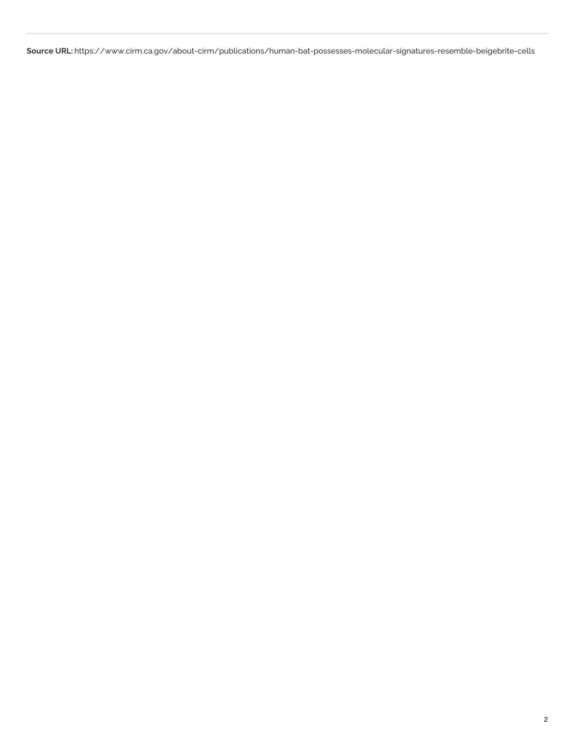**Source URL:** https://www.cirm.ca.gov/about-cirm/publications/human-bat-possesses-molecular-signatures-resemble-beigebrite-cells